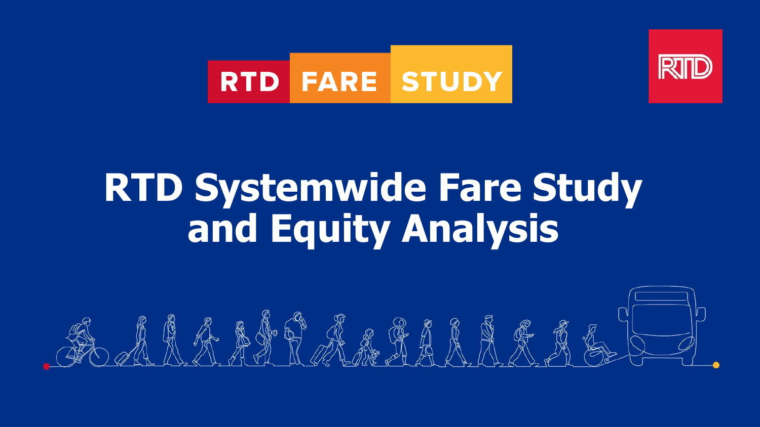RTD FARE STUDY

# RTD Systemwide Fare Study and Equity Analysis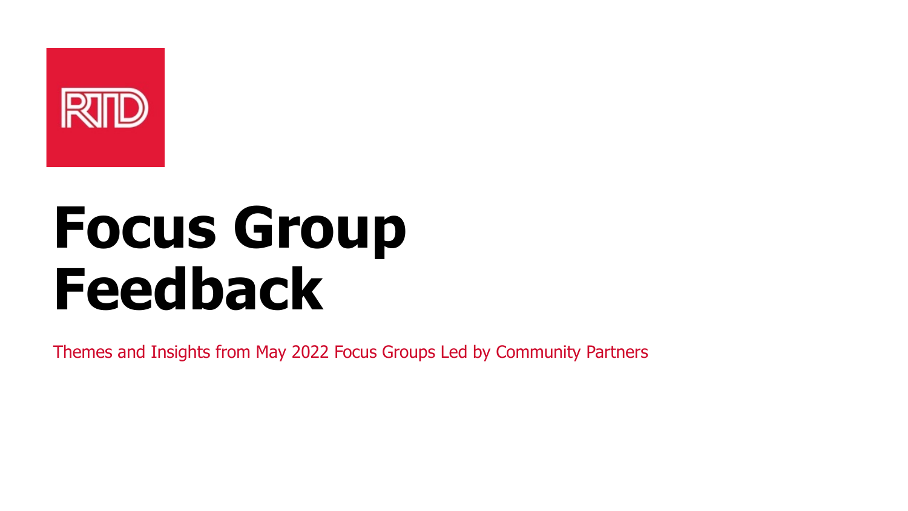RTD

# Focus Group Feedback

Themes and Insights from May 2022 Focus Groups Led by Community Partners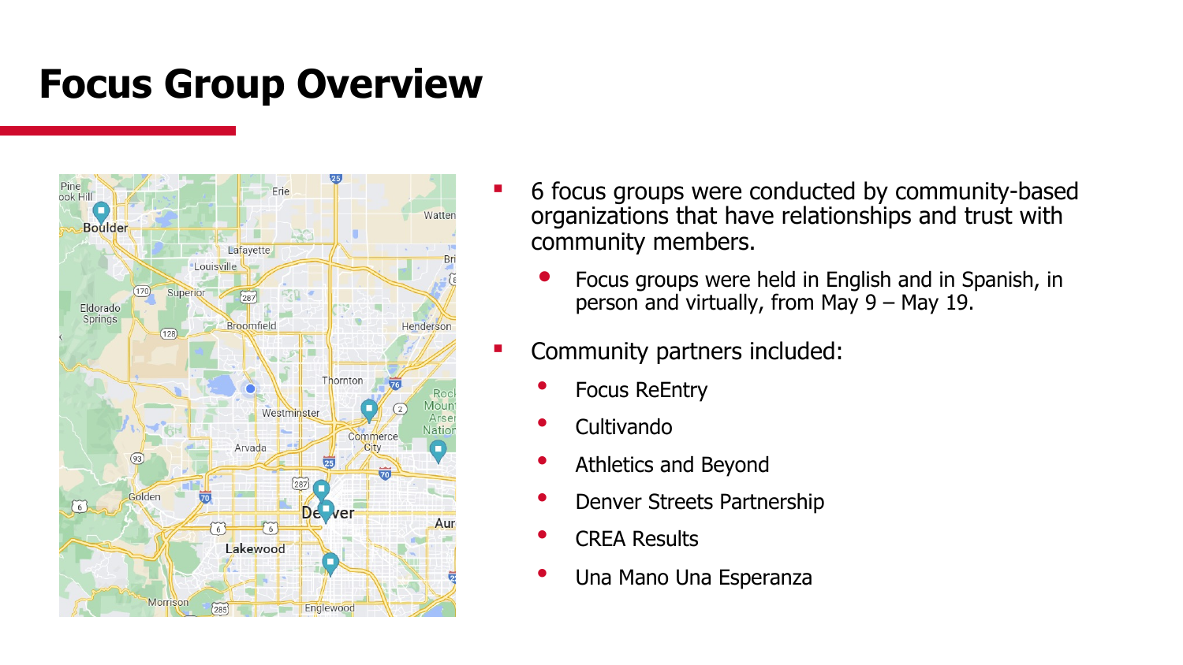# Focus Group Overview

- 6 focus groups were conducted by community-based organizations that have relationships and trust with community members.
  - Focus groups were held in English and in Spanish, in person and virtually, from May 9 – May 19.
- Community partners included:
  - Focus ReEntry
  - Cultivando
  - Athletics and Beyond
  - Denver Streets Partnership
  - CREA Results
  - Una Mano Una Esperanza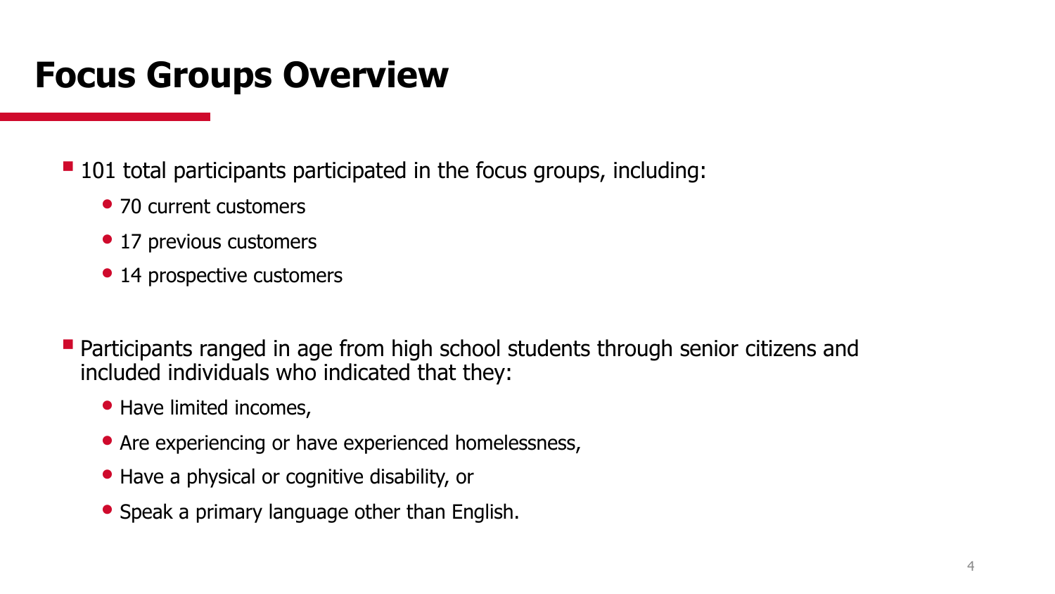# Focus Groups Overview

- 101 total participants participated in the focus groups, including:
  - 70 current customers
  - 17 previous customers
  - 14 prospective customers

- Participants ranged in age from high school students through senior citizens and included individuals who indicated that they:
  - Have limited incomes,
  - Are experiencing or have experienced homelessness,
  - Have a physical or cognitive disability, or
  - Speak a primary language other than English.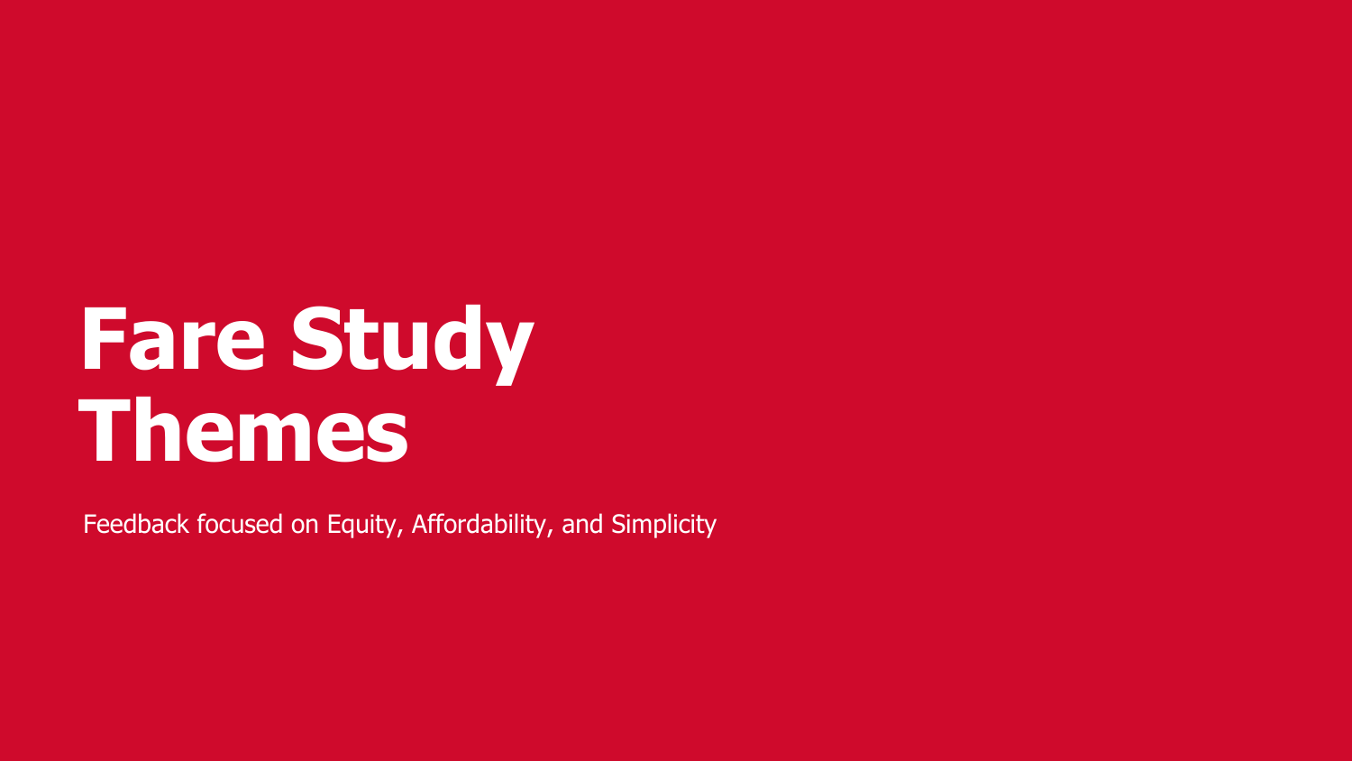# Fare Study Themes

Feedback focused on Equity, Affordability, and Simplicity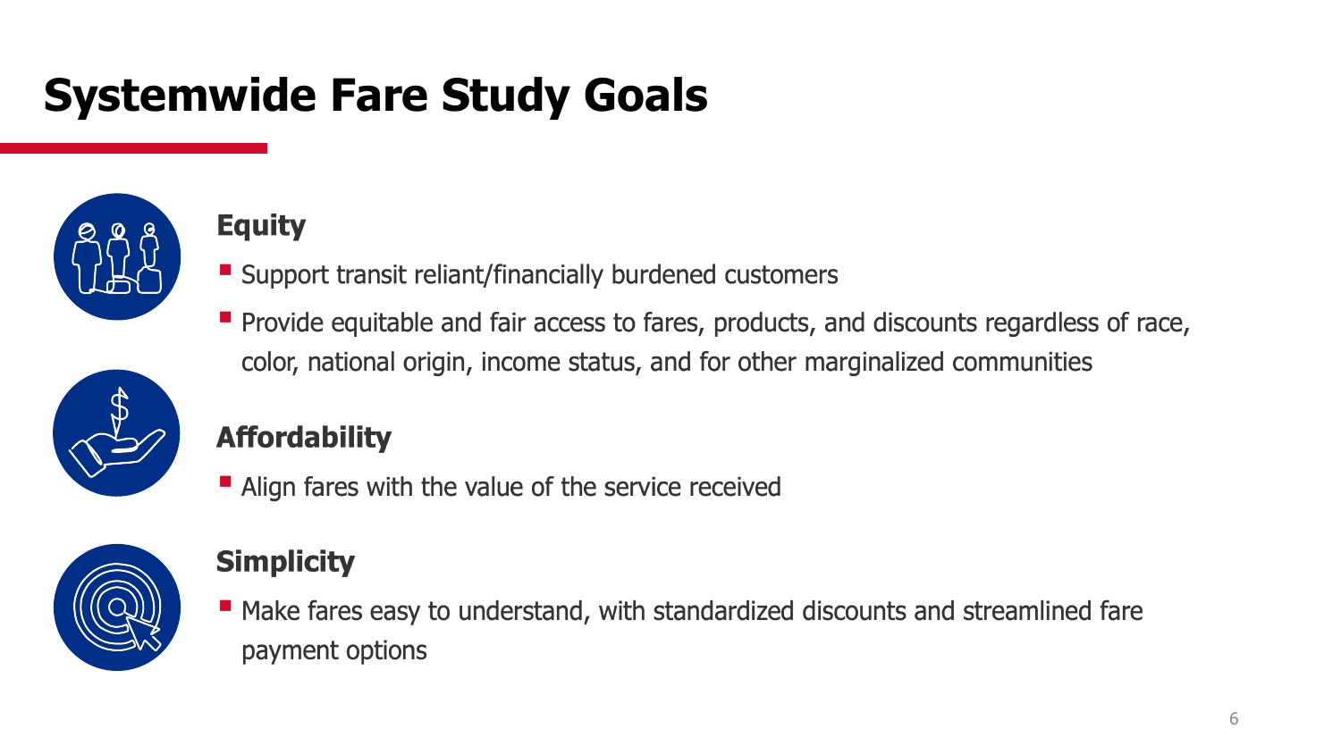# Systemwide Fare Study Goals

## Equity

- Support transit reliant/financially burdened customers
- Provide equitable and fair access to fares, products, and discounts regardless of race, color, national origin, income status, and for other marginalized communities

## Affordability

- Align fares with the value of the service received

## Simplicity

- Make fares easy to understand, with standardized discounts and streamlined fare payment options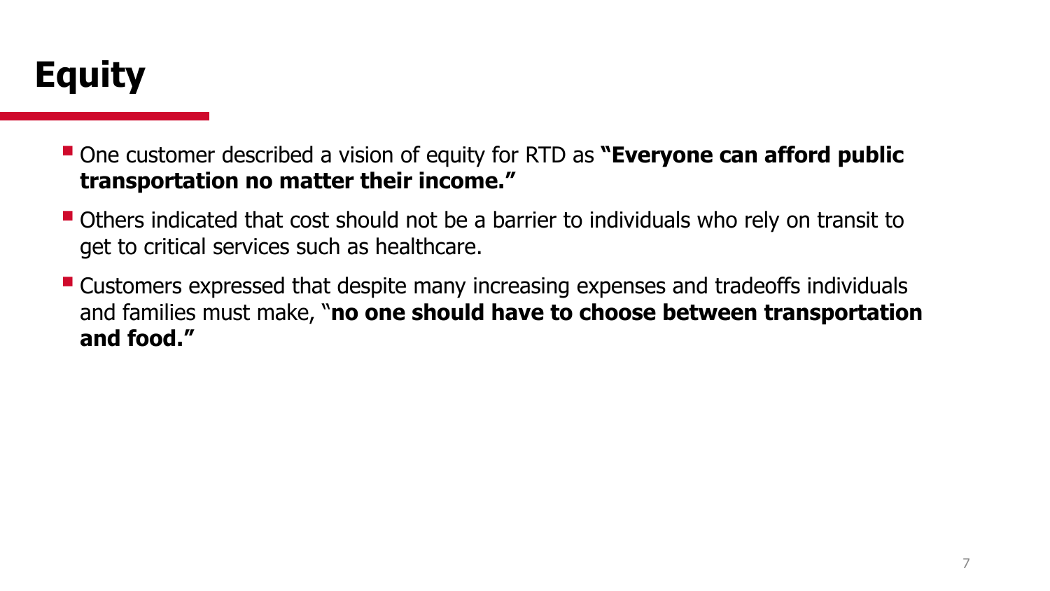# Equity

- One customer described a vision of equity for RTD as **"Everyone can afford public transportation no matter their income."**
- Others indicated that cost should not be a barrier to individuals who rely on transit to get to critical services such as healthcare.
- Customers expressed that despite many increasing expenses and tradeoffs individuals and families must make, "**no one should have to choose between transportation and food."**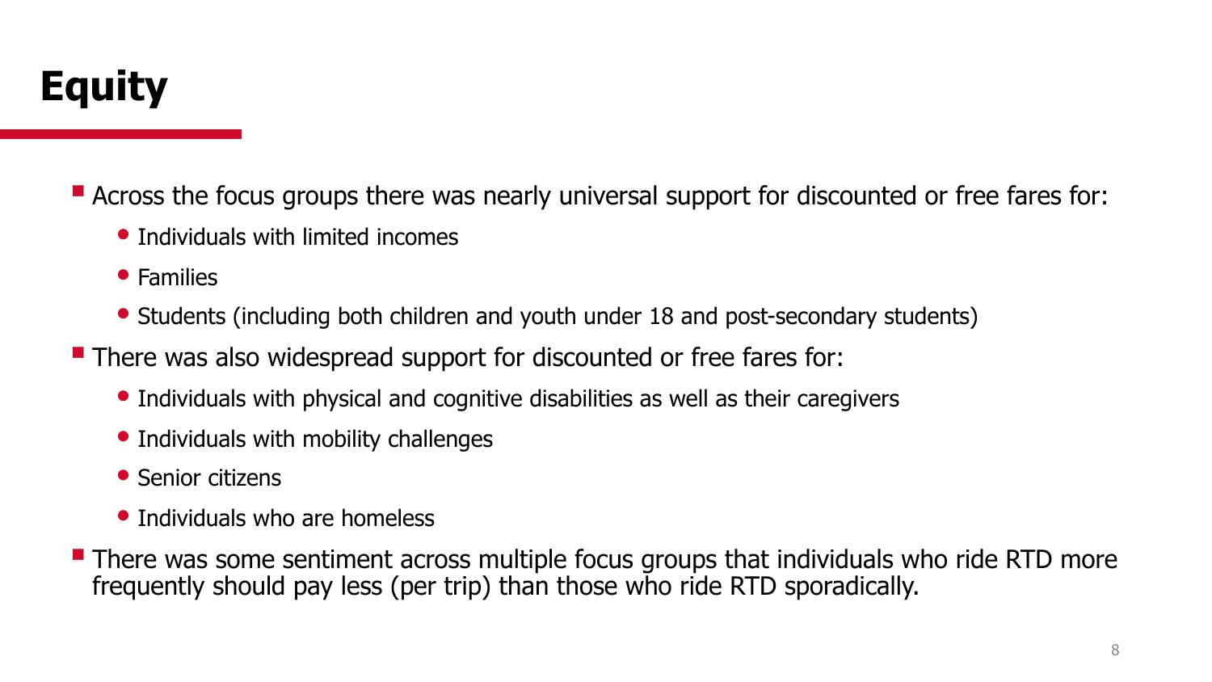# Equity

- Across the focus groups there was nearly universal support for discounted or free fares for:
  - Individuals with limited incomes
  - Families
  - Students (including both children and youth under 18 and post-secondary students)
- There was also widespread support for discounted or free fares for:
  - Individuals with physical and cognitive disabilities as well as their caregivers
  - Individuals with mobility challenges
  - Senior citizens
  - Individuals who are homeless
- There was some sentiment across multiple focus groups that individuals who ride RTD more frequently should pay less (per trip) than those who ride RTD sporadically.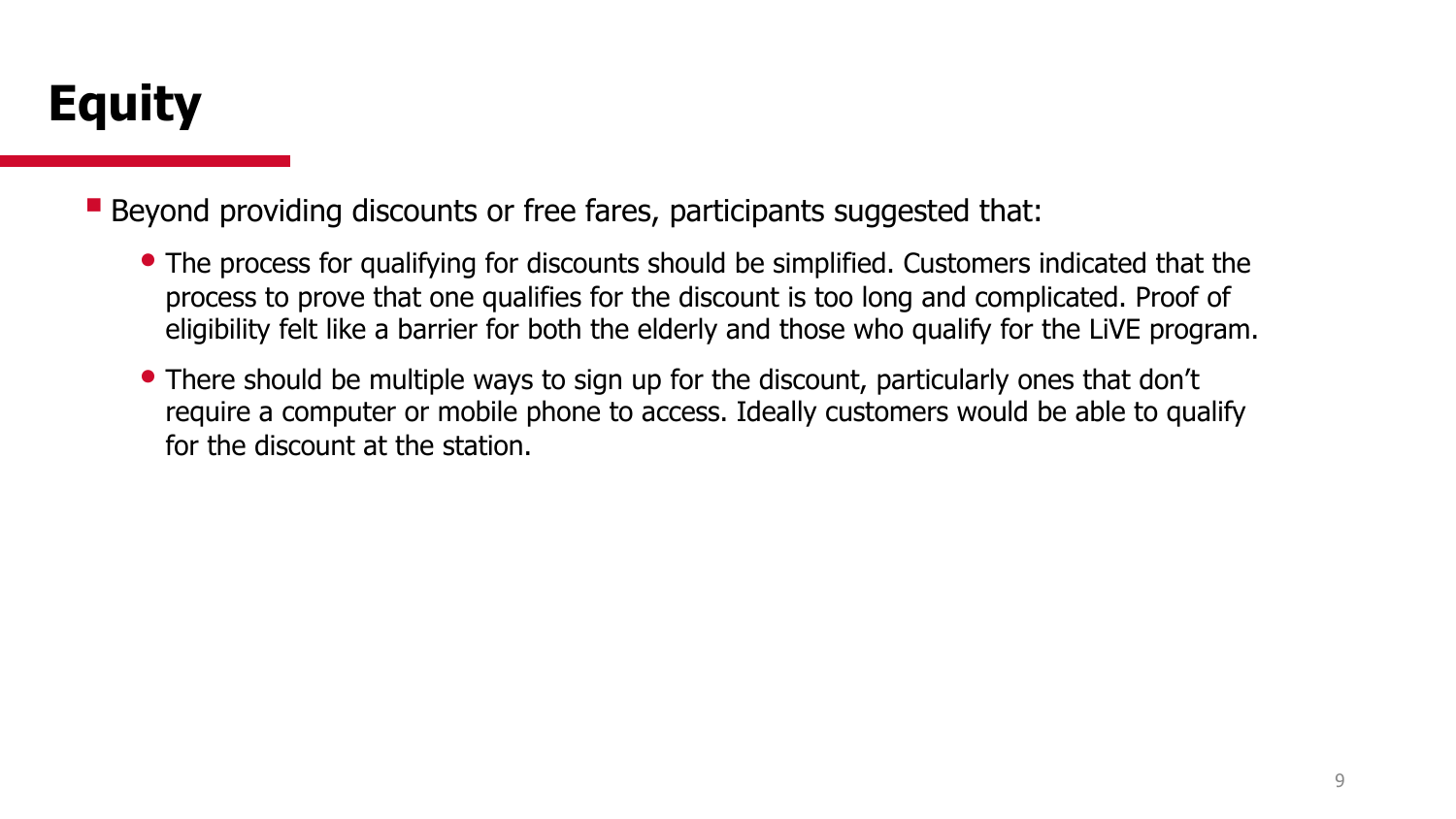# Equity

- Beyond providing discounts or free fares, participants suggested that:
  - The process for qualifying for discounts should be simplified. Customers indicated that the process to prove that one qualifies for the discount is too long and complicated. Proof of eligibility felt like a barrier for both the elderly and those who qualify for the LiVE program.
  - There should be multiple ways to sign up for the discount, particularly ones that don't require a computer or mobile phone to access. Ideally customers would be able to qualify for the discount at the station.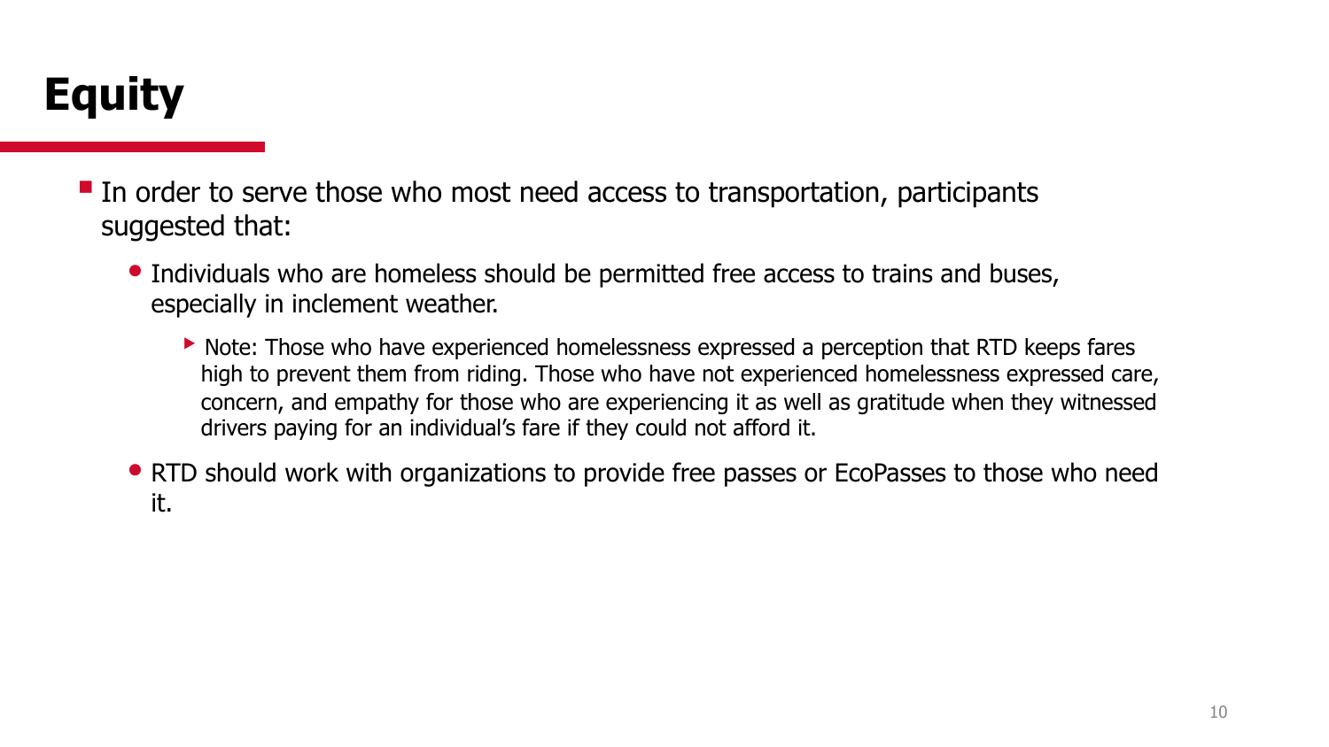# Equity

- In order to serve those who most need access to transportation, participants suggested that:
  - Individuals who are homeless should be permitted free access to trains and buses, especially in inclement weather.
    - Note: Those who have experienced homelessness expressed a perception that RTD keeps fares high to prevent them from riding. Those who have not experienced homelessness expressed care, concern, and empathy for those who are experiencing it as well as gratitude when they witnessed drivers paying for an individual's fare if they could not afford it.
  - RTD should work with organizations to provide free passes or EcoPasses to those who need it.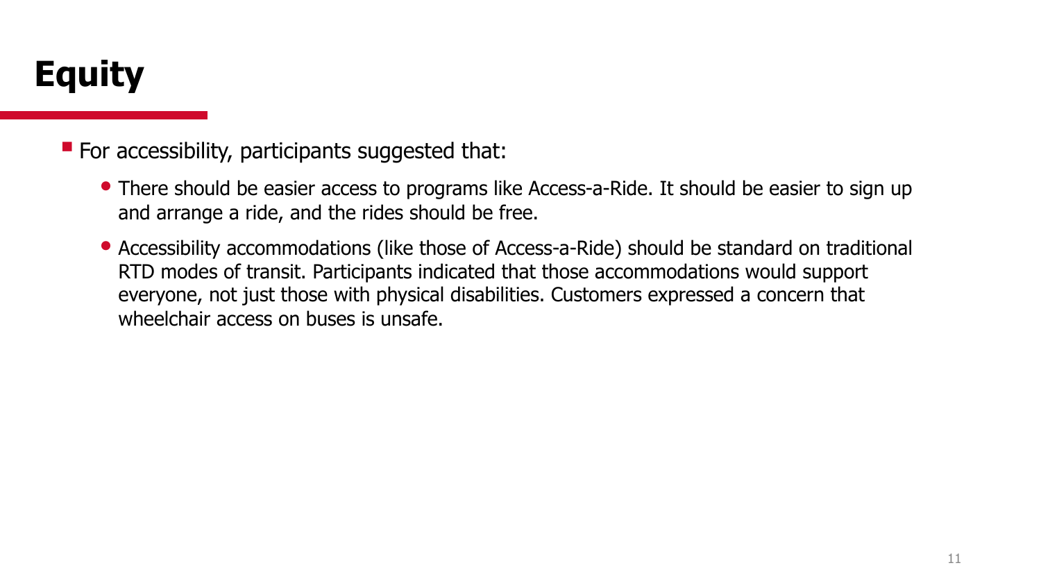# Equity

- For accessibility, participants suggested that:
  - There should be easier access to programs like Access-a-Ride. It should be easier to sign up and arrange a ride, and the rides should be free.
  - Accessibility accommodations (like those of Access-a-Ride) should be standard on traditional RTD modes of transit. Participants indicated that those accommodations would support everyone, not just those with physical disabilities. Customers expressed a concern that wheelchair access on buses is unsafe.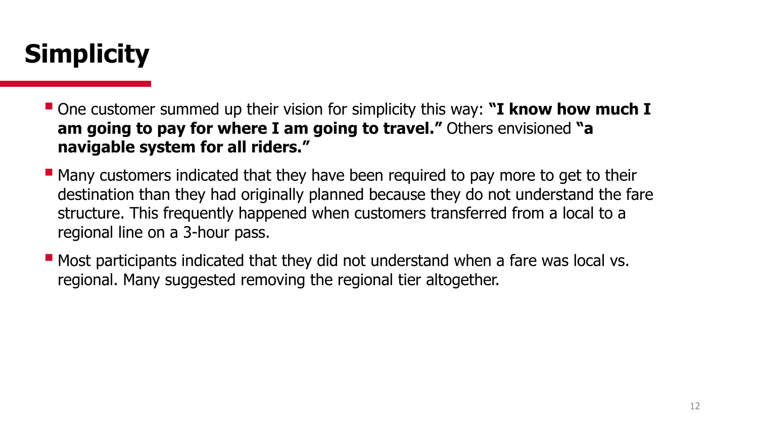# Simplicity

- One customer summed up their vision for simplicity this way: **"I know how much I am going to pay for where I am going to travel."** Others envisioned **"a navigable system for all riders."**
- Many customers indicated that they have been required to pay more to get to their destination than they had originally planned because they do not understand the fare structure. This frequently happened when customers transferred from a local to a regional line on a 3-hour pass.
- Most participants indicated that they did not understand when a fare was local vs. regional. Many suggested removing the regional tier altogether.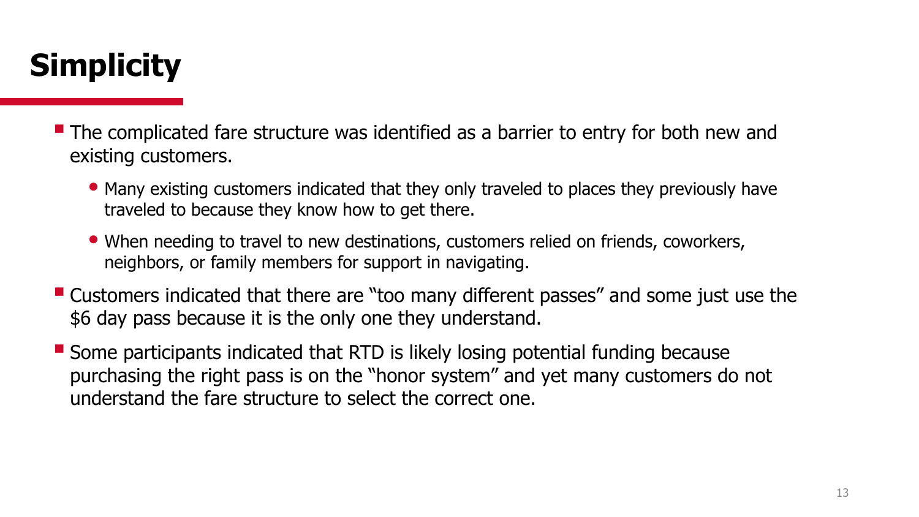# Simplicity

- The complicated fare structure was identified as a barrier to entry for both new and existing customers.
  - Many existing customers indicated that they only traveled to places they previously have traveled to because they know how to get there.
  - When needing to travel to new destinations, customers relied on friends, coworkers, neighbors, or family members for support in navigating.
- Customers indicated that there are "too many different passes" and some just use the $6 day pass because it is the only one they understand.
- Some participants indicated that RTD is likely losing potential funding because purchasing the right pass is on the "honor system" and yet many customers do not understand the fare structure to select the correct one.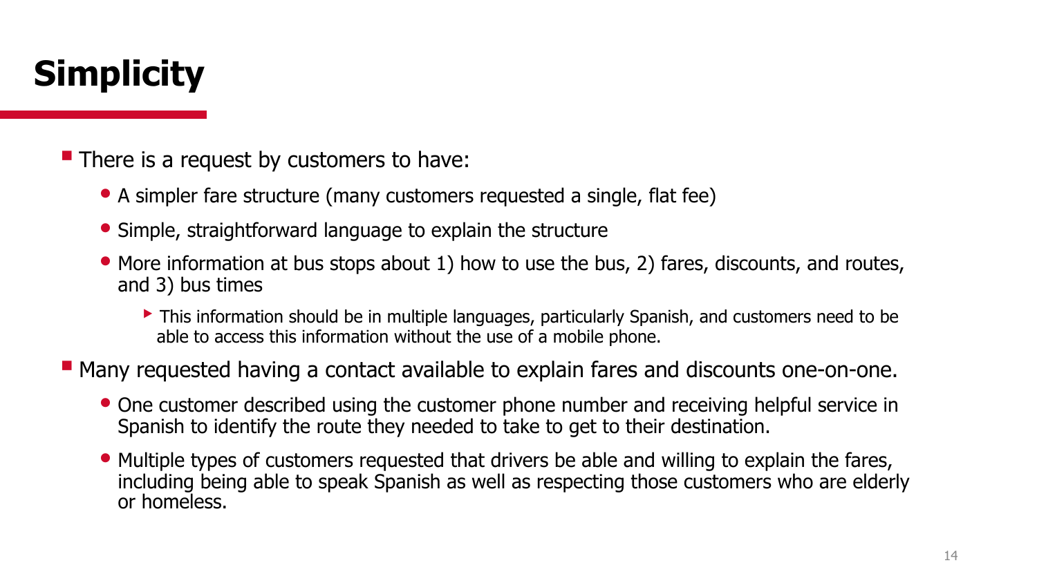# Simplicity

- There is a request by customers to have:
  - A simpler fare structure (many customers requested a single, flat fee)
  - Simple, straightforward language to explain the structure
  - More information at bus stops about 1) how to use the bus, 2) fares, discounts, and routes, and 3) bus times
    - This information should be in multiple languages, particularly Spanish, and customers need to be able to access this information without the use of a mobile phone.
- Many requested having a contact available to explain fares and discounts one-on-one.
  - One customer described using the customer phone number and receiving helpful service in Spanish to identify the route they needed to take to get to their destination.
  - Multiple types of customers requested that drivers be able and willing to explain the fares, including being able to speak Spanish as well as respecting those customers who are elderly or homeless.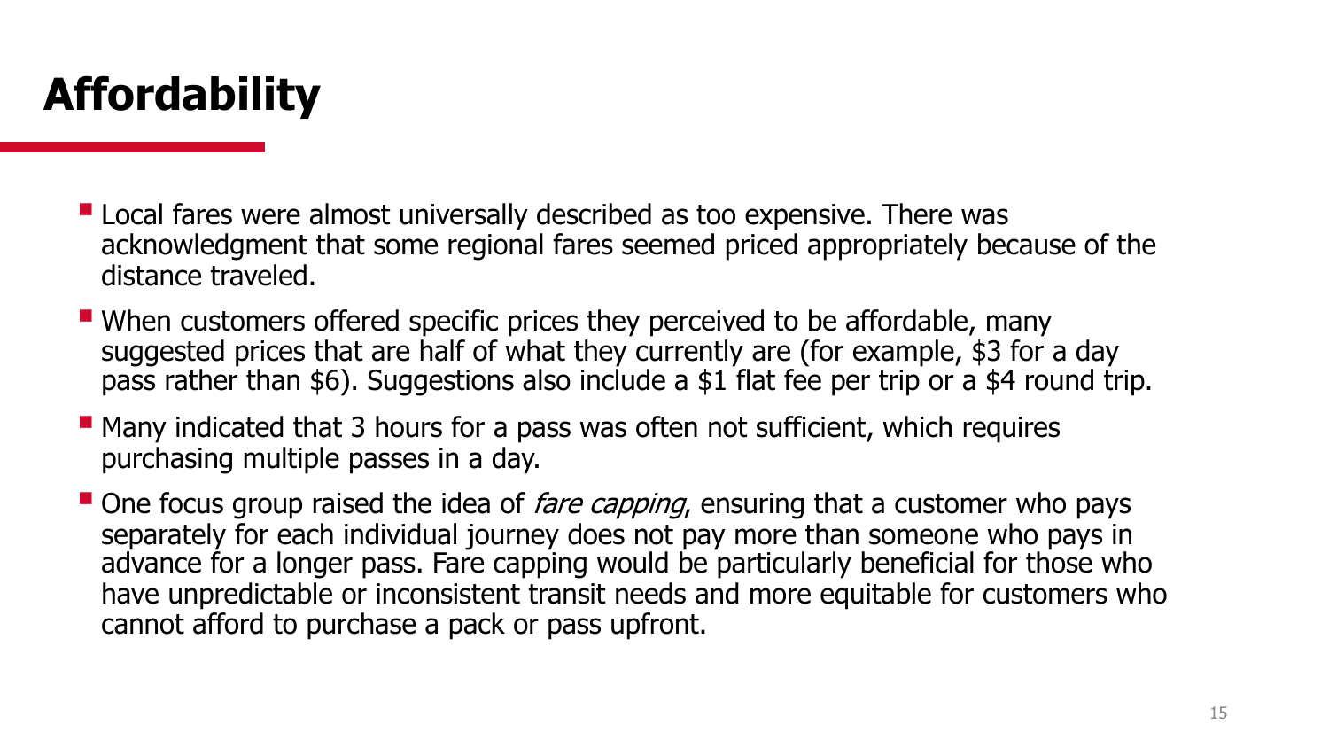# Affordability

- Local fares were almost universally described as too expensive. There was acknowledgment that some regional fares seemed priced appropriately because of the distance traveled.
- When customers offered specific prices they perceived to be affordable, many suggested prices that are half of what they currently are (for example, $3 for a day pass rather than $6). Suggestions also include a $1 flat fee per trip or a $4 round trip.
- Many indicated that 3 hours for a pass was often not sufficient, which requires purchasing multiple passes in a day.
- One focus group raised the idea of *fare capping*, ensuring that a customer who pays separately for each individual journey does not pay more than someone who pays in advance for a longer pass. Fare capping would be particularly beneficial for those who have unpredictable or inconsistent transit needs and more equitable for customers who cannot afford to purchase a pack or pass upfront.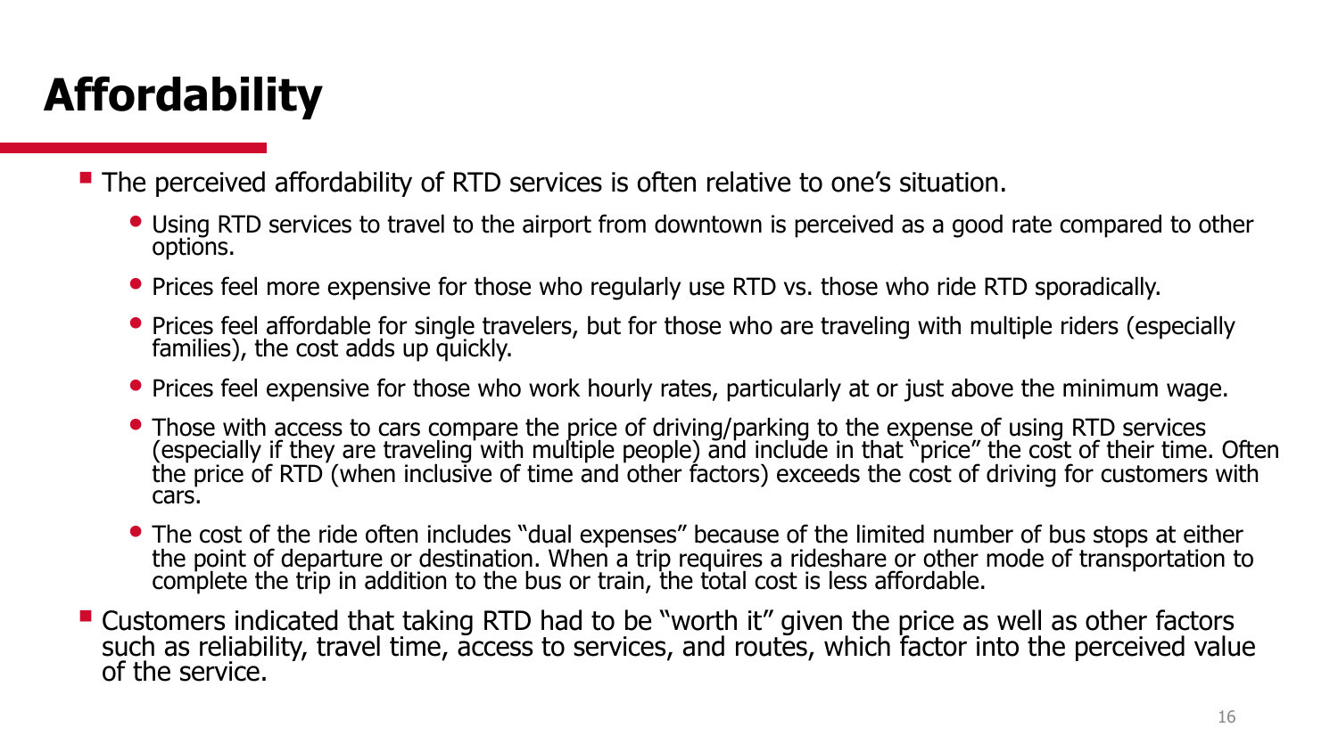# Affordability

- The perceived affordability of RTD services is often relative to one's situation.
  - Using RTD services to travel to the airport from downtown is perceived as a good rate compared to other options.
  - Prices feel more expensive for those who regularly use RTD vs. those who ride RTD sporadically.
  - Prices feel affordable for single travelers, but for those who are traveling with multiple riders (especially families), the cost adds up quickly.
  - Prices feel expensive for those who work hourly rates, particularly at or just above the minimum wage.
  - Those with access to cars compare the price of driving/parking to the expense of using RTD services (especially if they are traveling with multiple people) and include in that "price" the cost of their time. Often the price of RTD (when inclusive of time and other factors) exceeds the cost of driving for customers with cars.
  - The cost of the ride often includes "dual expenses" because of the limited number of bus stops at either the point of departure or destination. When a trip requires a rideshare or other mode of transportation to complete the trip in addition to the bus or train, the total cost is less affordable.
- Customers indicated that taking RTD had to be "worth it" given the price as well as other factors such as reliability, travel time, access to services, and routes, which factor into the perceived value of the service.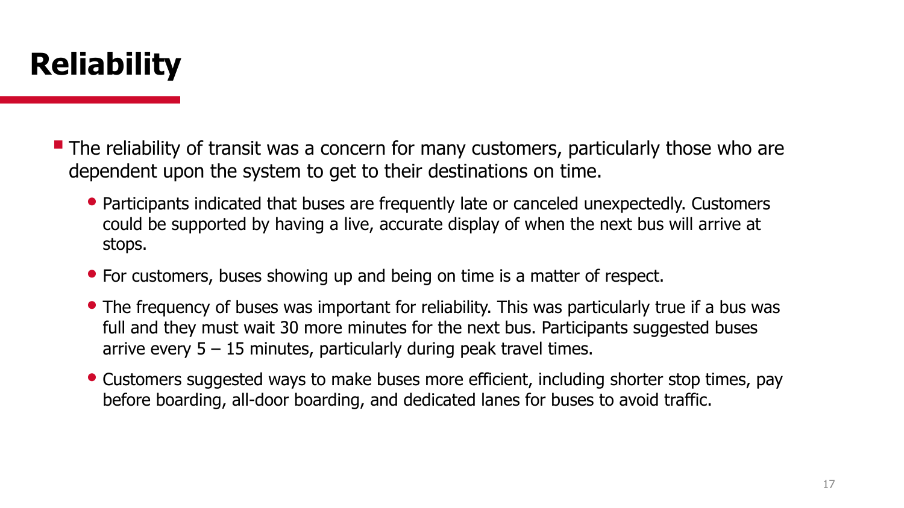# Reliability

- The reliability of transit was a concern for many customers, particularly those who are dependent upon the system to get to their destinations on time.
  - Participants indicated that buses are frequently late or canceled unexpectedly. Customers could be supported by having a live, accurate display of when the next bus will arrive at stops.
  - For customers, buses showing up and being on time is a matter of respect.
  - The frequency of buses was important for reliability. This was particularly true if a bus was full and they must wait 30 more minutes for the next bus. Participants suggested buses arrive every 5 – 15 minutes, particularly during peak travel times.
  - Customers suggested ways to make buses more efficient, including shorter stop times, pay before boarding, all-door boarding, and dedicated lanes for buses to avoid traffic.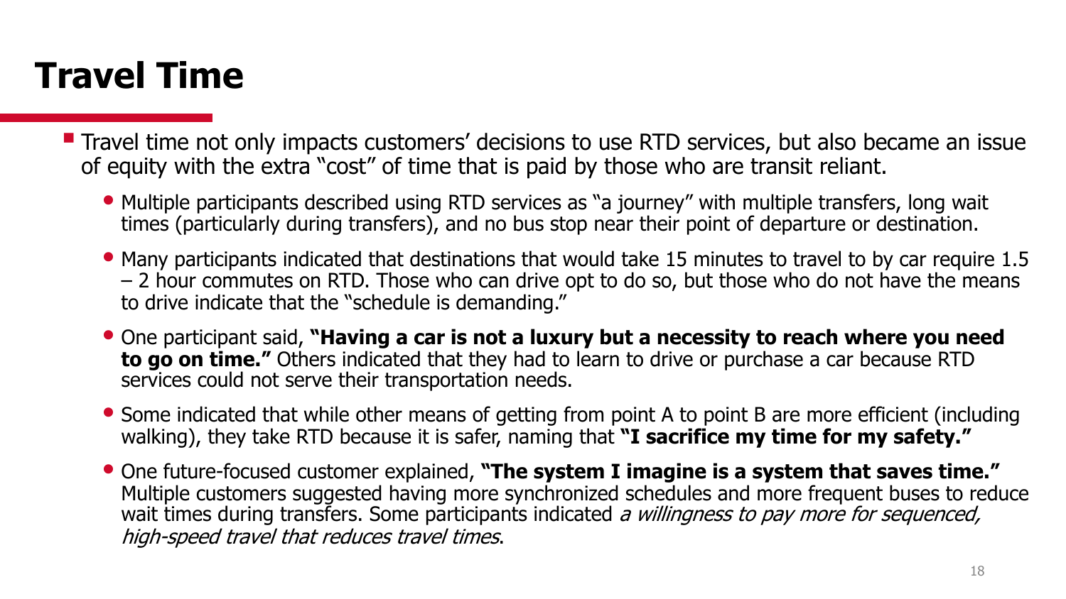# Travel Time

- Travel time not only impacts customers' decisions to use RTD services, but also became an issue of equity with the extra "cost" of time that is paid by those who are transit reliant.
  - Multiple participants described using RTD services as "a journey" with multiple transfers, long wait times (particularly during transfers), and no bus stop near their point of departure or destination.
  - Many participants indicated that destinations that would take 15 minutes to travel to by car require 1.5 – 2 hour commutes on RTD. Those who can drive opt to do so, but those who do not have the means to drive indicate that the "schedule is demanding."
  - One participant said, **"Having a car is not a luxury but a necessity to reach where you need to go on time."** Others indicated that they had to learn to drive or purchase a car because RTD services could not serve their transportation needs.
  - Some indicated that while other means of getting from point A to point B are more efficient (including walking), they take RTD because it is safer, naming that **"I sacrifice my time for my safety."**
  - One future-focused customer explained, **"The system I imagine is a system that saves time."** Multiple customers suggested having more synchronized schedules and more frequent buses to reduce wait times during transfers. Some participants indicated *a willingness to pay more for sequenced, high-speed travel that reduces travel times*.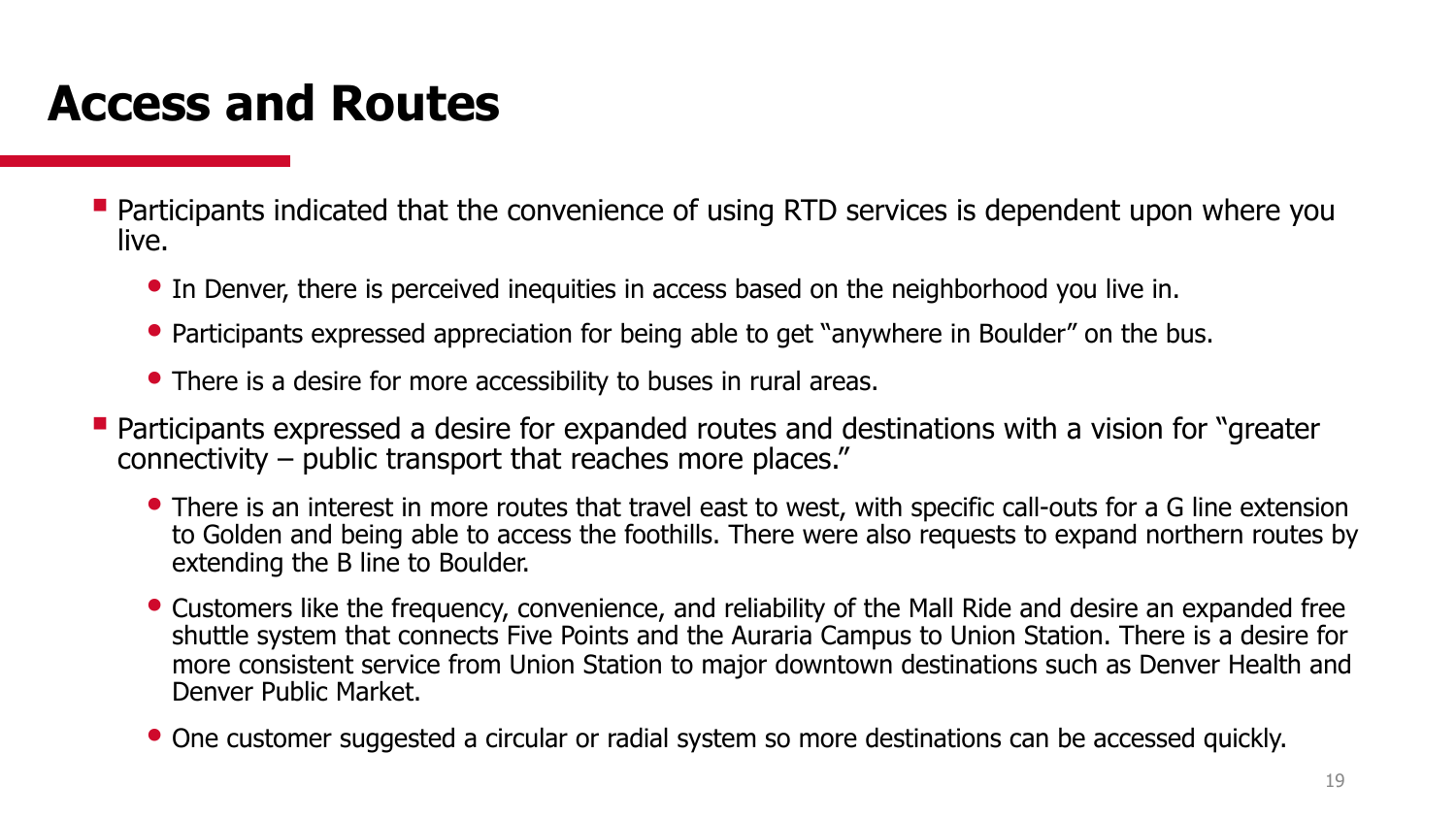# Access and Routes

- Participants indicated that the convenience of using RTD services is dependent upon where you live.
  - In Denver, there is perceived inequities in access based on the neighborhood you live in.
  - Participants expressed appreciation for being able to get "anywhere in Boulder" on the bus.
  - There is a desire for more accessibility to buses in rural areas.
- Participants expressed a desire for expanded routes and destinations with a vision for "greater connectivity – public transport that reaches more places."
  - There is an interest in more routes that travel east to west, with specific call-outs for a G line extension to Golden and being able to access the foothills. There were also requests to expand northern routes by extending the B line to Boulder.
  - Customers like the frequency, convenience, and reliability of the Mall Ride and desire an expanded free shuttle system that connects Five Points and the Auraria Campus to Union Station. There is a desire for more consistent service from Union Station to major downtown destinations such as Denver Health and Denver Public Market.
  - One customer suggested a circular or radial system so more destinations can be accessed quickly.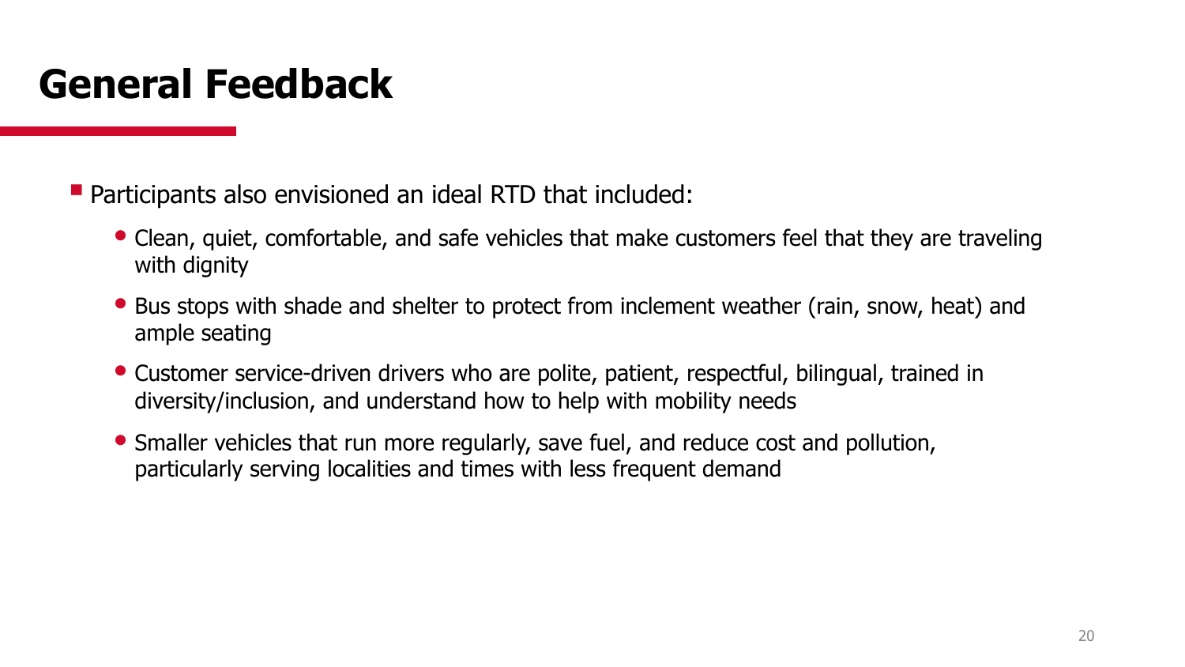# General Feedback

- Participants also envisioned an ideal RTD that included:
  - Clean, quiet, comfortable, and safe vehicles that make customers feel that they are traveling with dignity
  - Bus stops with shade and shelter to protect from inclement weather (rain, snow, heat) and ample seating
  - Customer service-driven drivers who are polite, patient, respectful, bilingual, trained in diversity/inclusion, and understand how to help with mobility needs
  - Smaller vehicles that run more regularly, save fuel, and reduce cost and pollution, particularly serving localities and times with less frequent demand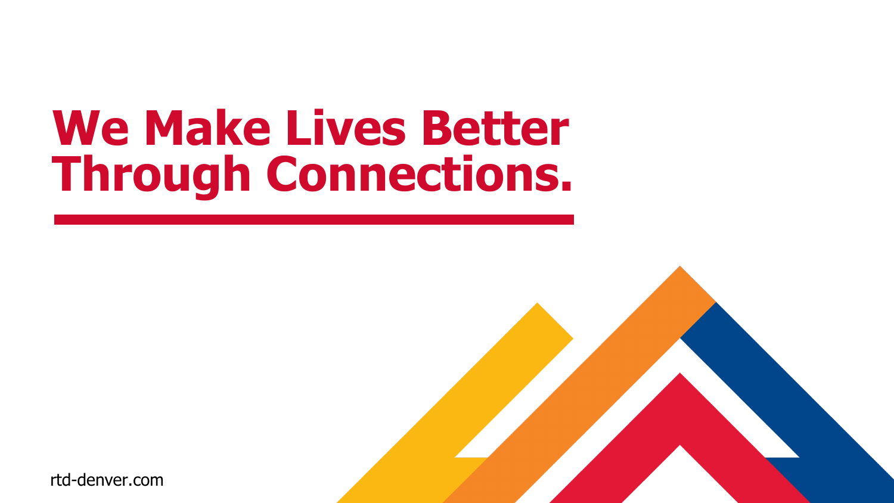# We Make Lives Better Through Connections.

rtd-denver.com